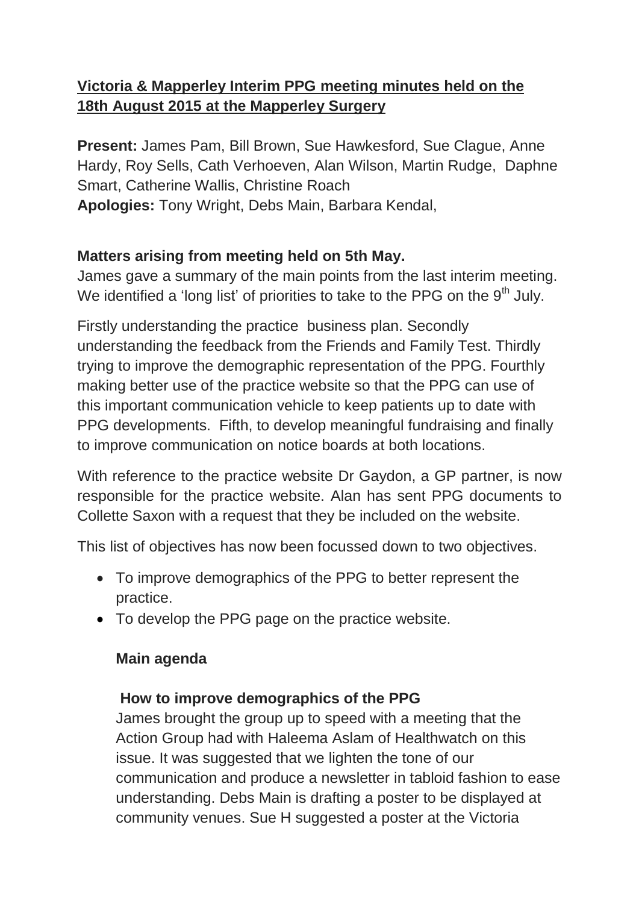**Victoria & Mapperley Interim PPG meeting minutes held on the 18th August 2015 at the Mapperley Surgery**

**Present:** James Pam, Bill Brown, Sue Hawkesford, Sue Clague, Anne Hardy, Roy Sells, Cath Verhoeven, Alan Wilson, Martin Rudge, Daphne Smart, Catherine Wallis, Christine Roach
**Apologies:** Tony Wright, Debs Main, Barbara Kendal,

**Matters arising from meeting held on 5th May.**

James gave a summary of the main points from the last interim meeting. We identified a 'long list' of priorities to take to the PPG on the 9th July.

Firstly understanding the practice business plan. Secondly understanding the feedback from the Friends and Family Test. Thirdly trying to improve the demographic representation of the PPG. Fourthly making better use of the practice website so that the PPG can use of this important communication vehicle to keep patients up to date with PPG developments. Fifth, to develop meaningful fundraising and finally to improve communication on notice boards at both locations.

With reference to the practice website Dr Gaydon, a GP partner, is now responsible for the practice website. Alan has sent PPG documents to Collette Saxon with a request that they be included on the website.

This list of objectives has now been focussed down to two objectives.

- To improve demographics of the PPG to better represent the practice.
- To develop the PPG page on the practice website.

**Main agenda**

**How to improve demographics of the PPG**

James brought the group up to speed with a meeting that the Action Group had with Haleema Aslam of Healthwatch on this issue. It was suggested that we lighten the tone of our communication and produce a newsletter in tabloid fashion to ease understanding. Debs Main is drafting a poster to be displayed at community venues. Sue H suggested a poster at the Victoria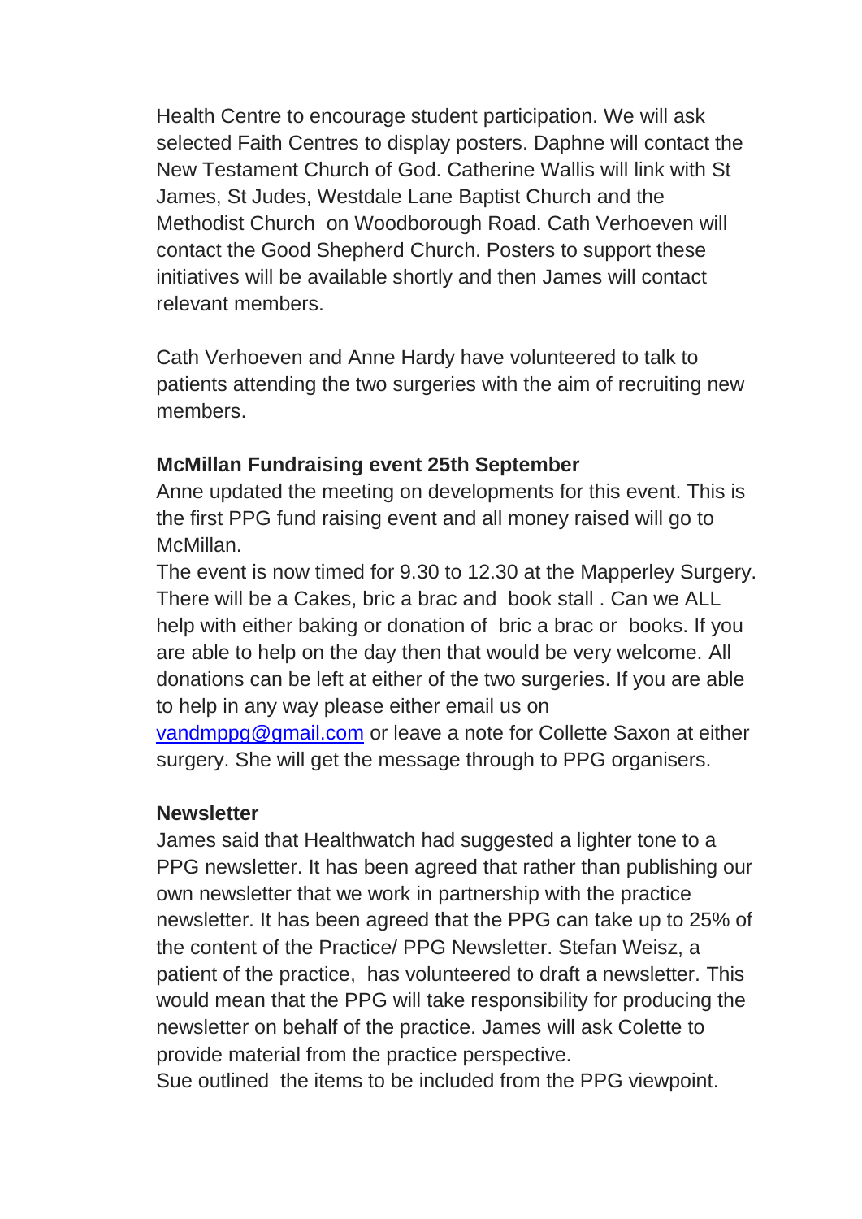Health Centre to encourage student participation. We will ask selected Faith Centres to display posters. Daphne will contact the New Testament Church of God. Catherine Wallis will link with St James, St Judes, Westdale Lane Baptist Church and the Methodist Church on Woodborough Road. Cath Verhoeven will contact the Good Shepherd Church. Posters to support these initiatives will be available shortly and then James will contact relevant members.

Cath Verhoeven and Anne Hardy have volunteered to talk to patients attending the two surgeries with the aim of recruiting new members.

**McMillan Fundraising event 25th September**

Anne updated the meeting on developments for this event. This is the first PPG fund raising event and all money raised will go to McMillan.

The event is now timed for 9.30 to 12.30 at the Mapperley Surgery. There will be a Cakes, bric a brac and book stall . Can we ALL help with either baking or donation of bric a brac or books. If you are able to help on the day then that would be very welcome. All donations can be left at either of the two surgeries. If you are able to help in any way please either email us on [vandmppg@gmail.com](mailto:vandmppg@gmail.com) or leave a note for Collette Saxon at either surgery. She will get the message through to PPG organisers.

**Newsletter**

James said that Healthwatch had suggested a lighter tone to a PPG newsletter. It has been agreed that rather than publishing our own newsletter that we work in partnership with the practice newsletter. It has been agreed that the PPG can take up to 25% of the content of the Practice/ PPG Newsletter. Stefan Weisz, a patient of the practice, has volunteered to draft a newsletter. This would mean that the PPG will take responsibility for producing the newsletter on behalf of the practice. James will ask Colette to provide material from the practice perspective.

Sue outlined the items to be included from the PPG viewpoint.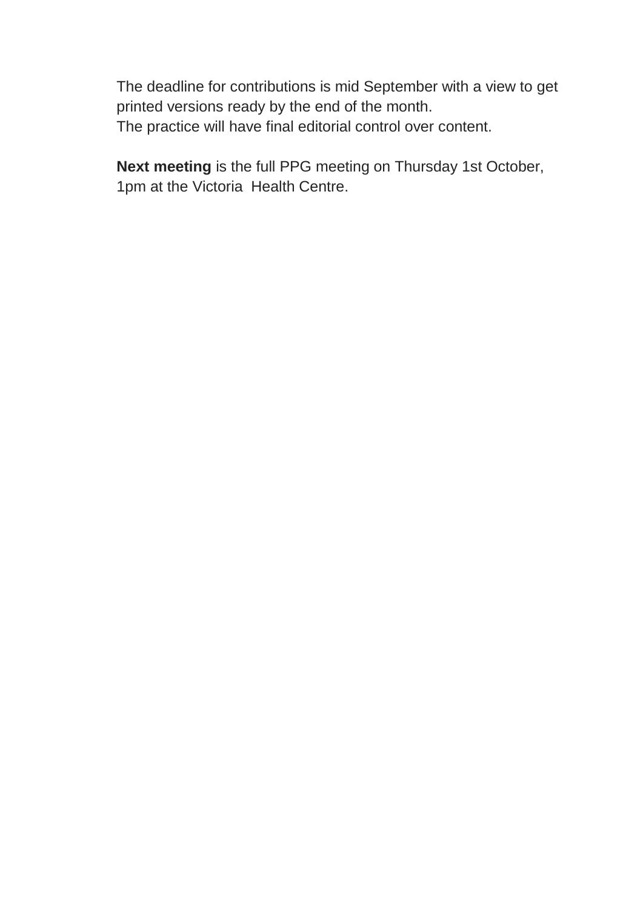The deadline for contributions is mid September with a view to get printed versions ready by the end of the month.
The practice will have final editorial control over content.

**Next meeting** is the full PPG meeting on Thursday 1st October, 1pm at the Victoria  Health Centre.